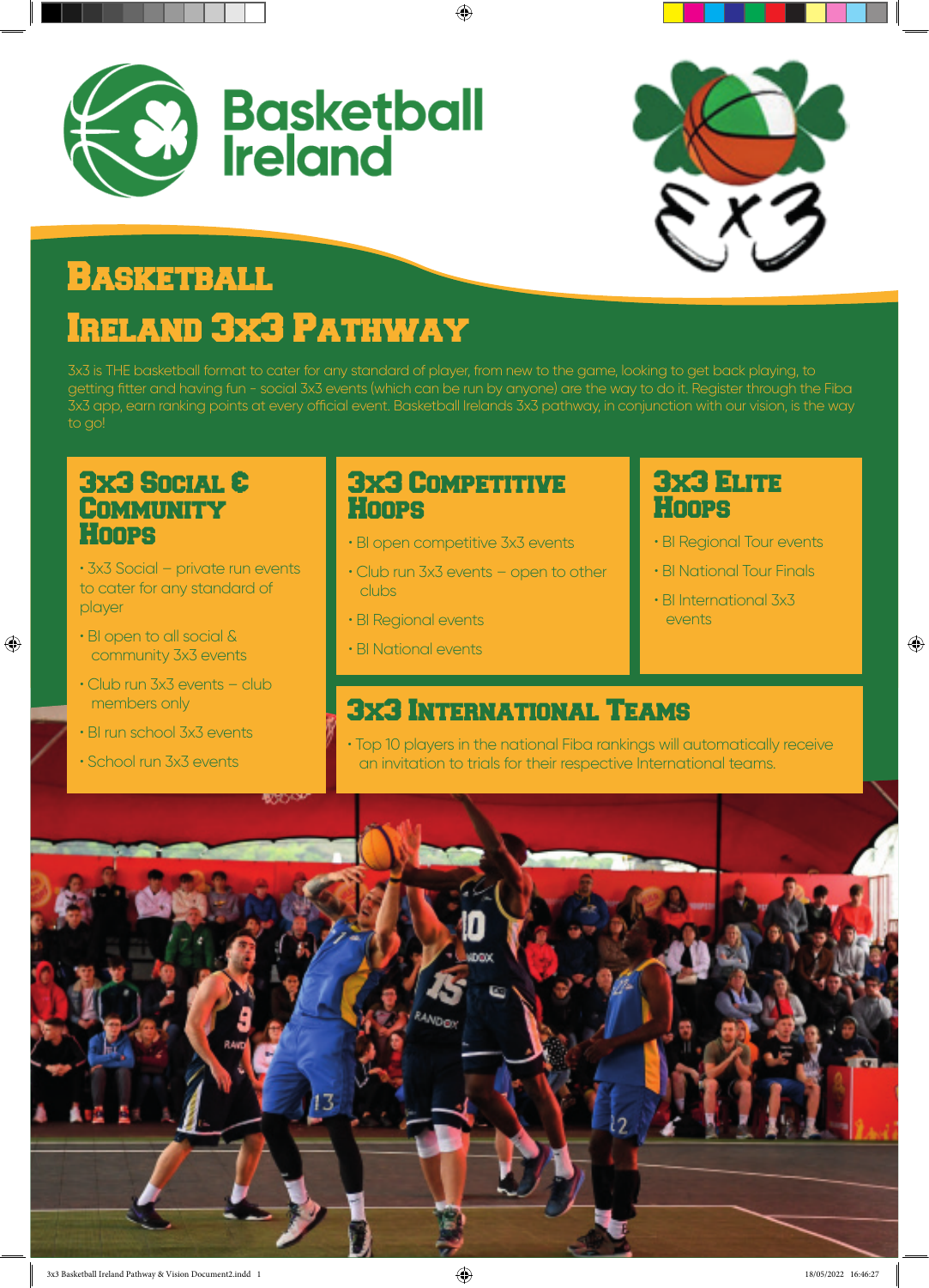Basketball Ireland

# Basketball Ireland 3x3 Pathway

3x3 is THE basketball format to cater for any standard of player, from new to the game, looking to get back playing, to getting fitter and having fun - social 3x3 events (which can be run by anyone) are the way to do it. Register through the Fiba 3x3 app, earn ranking points at every official event. Basketball Irelands 3x3 pathway, in conjunction with our vision, is the way to go!

## 3x3 Social & Community Hoops

- 3x3 Social – private run events to cater for any standard of player
- BI open to all social & community 3x3 events
- Club run 3x3 events – club members only
- BI run school 3x3 events
- School run 3x3 events

## 3x3 Competitive Hoops

- BI open competitive 3x3 events
- Club run 3x3 events – open to other clubs
- BI Regional events
- BI National events

## 3x3 Elite Hoops

- BI Regional Tour events
- BI National Tour Finals
- BI International 3x3 events

## 3x3 International Teams

- Top 10 players in the national Fiba rankings will automatically receive an invitation to trials for their respective International teams.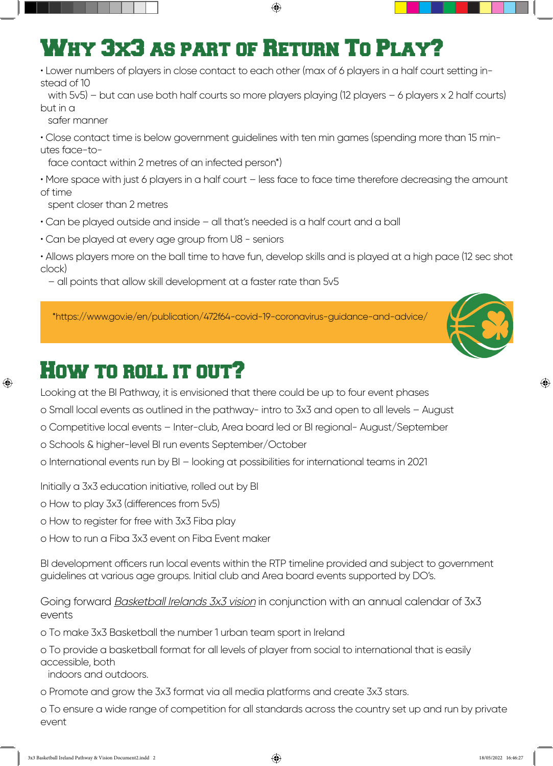# Why 3x3 as part of Return To Play?

- Lower numbers of players in close contact to each other (max of 6 players in a half court setting instead of 10 with 5v5) – but can use both half courts so more players playing (12 players – 6 players x 2 half courts) but in a safer manner
- Close contact time is below government guidelines with ten min games (spending more than 15 minutes face-to-face contact within 2 metres of an infected person*)
- More space with just 6 players in a half court – less face to face time therefore decreasing the amount of time spent closer than 2 metres
- Can be played outside and inside – all that's needed is a half court and a ball
- Can be played at every age group from U8 - seniors
- Allows players more on the ball time to have fun, develop skills and is played at a high pace (12 sec shot clock) – all points that allow skill development at a faster rate than 5v5

*https://www.gov.ie/en/publication/472f64-covid-19-coronavirus-guidance-and-advice/

# How to roll it out?

Looking at the BI Pathway, it is envisioned that there could be up to four event phases

- Small local events as outlined in the pathway- intro to 3x3 and open to all levels – August
- Competitive local events – Inter-club, Area board led or BI regional- August/September
- Schools & higher-level BI run events September/October
- International events run by BI – looking at possibilities for international teams in 2021

Initially a 3x3 education initiative, rolled out by BI

- How to play 3x3 (differences from 5v5)
- How to register for free with 3x3 Fiba play
- How to run a Fiba 3x3 event on Fiba Event maker

BI development officers run local events within the RTP timeline provided and subject to government guidelines at various age groups. Initial club and Area board events supported by DO's.

Going forward *Basketball Irelands 3x3 vision* in conjunction with an annual calendar of 3x3 events

- To make 3x3 Basketball the number 1 urban team sport in Ireland
- To provide a basketball format for all levels of player from social to international that is easily accessible, both indoors and outdoors.
- Promote and grow the 3x3 format via all media platforms and create 3x3 stars.
- To ensure a wide range of competition for all standards across the country set up and run by private event